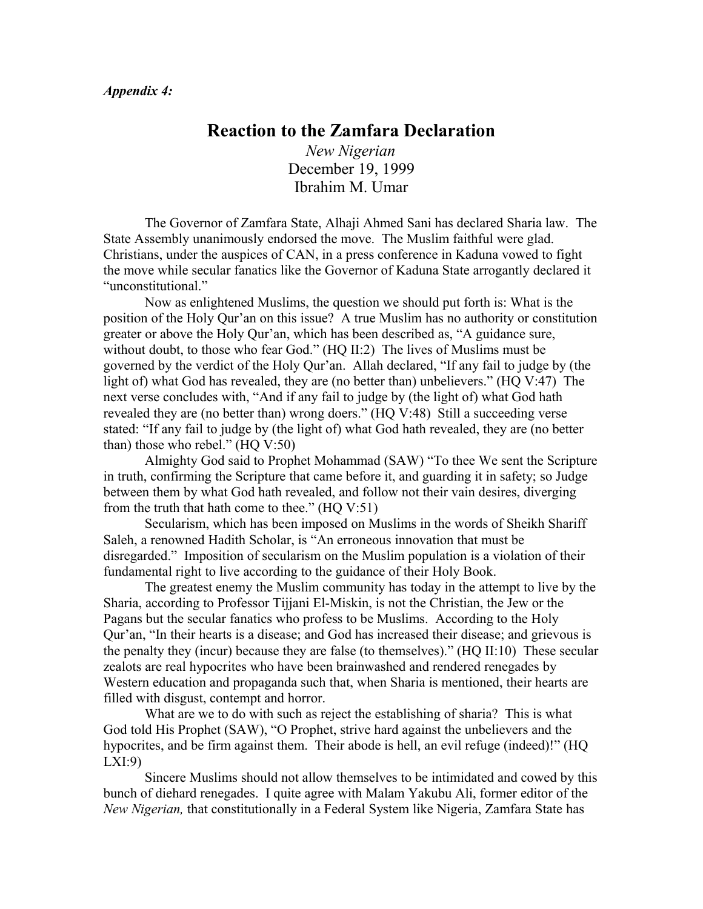*Appendix 4:*

# Reaction to the Zamfara Declaration

*New Nigerian*
December 19, 1999
Ibrahim M. Umar

The Governor of Zamfara State, Alhaji Ahmed Sani has declared Sharia law. The State Assembly unanimously endorsed the move. The Muslim faithful were glad. Christians, under the auspices of CAN, in a press conference in Kaduna vowed to fight the move while secular fanatics like the Governor of Kaduna State arrogantly declared it "unconstitutional."

Now as enlightened Muslims, the question we should put forth is: What is the position of the Holy Qur'an on this issue? A true Muslim has no authority or constitution greater or above the Holy Qur'an, which has been described as, "A guidance sure, without doubt, to those who fear God." (HQ II:2) The lives of Muslims must be governed by the verdict of the Holy Qur'an. Allah declared, "If any fail to judge by (the light of) what God has revealed, they are (no better than) unbelievers." (HQ V:47) The next verse concludes with, "And if any fail to judge by (the light of) what God hath revealed they are (no better than) wrong doers." (HQ V:48) Still a succeeding verse stated: "If any fail to judge by (the light of) what God hath revealed, they are (no better than) those who rebel." (HQ V:50)

Almighty God said to Prophet Mohammad (SAW) "To thee We sent the Scripture in truth, confirming the Scripture that came before it, and guarding it in safety; so Judge between them by what God hath revealed, and follow not their vain desires, diverging from the truth that hath come to thee." (HQ V:51)

Secularism, which has been imposed on Muslims in the words of Sheikh Shariff Saleh, a renowned Hadith Scholar, is "An erroneous innovation that must be disregarded." Imposition of secularism on the Muslim population is a violation of their fundamental right to live according to the guidance of their Holy Book.

The greatest enemy the Muslim community has today in the attempt to live by the Sharia, according to Professor Tijjani El-Miskin, is not the Christian, the Jew or the Pagans but the secular fanatics who profess to be Muslims. According to the Holy Qur'an, "In their hearts is a disease; and God has increased their disease; and grievous is the penalty they (incur) because they are false (to themselves)." (HQ II:10) These secular zealots are real hypocrites who have been brainwashed and rendered renegades by Western education and propaganda such that, when Sharia is mentioned, their hearts are filled with disgust, contempt and horror.

What are we to do with such as reject the establishing of sharia? This is what God told His Prophet (SAW), "O Prophet, strive hard against the unbelievers and the hypocrites, and be firm against them. Their abode is hell, an evil refuge (indeed)!" (HQ LXI:9)

Sincere Muslims should not allow themselves to be intimidated and cowed by this bunch of diehard renegades. I quite agree with Malam Yakubu Ali, former editor of the *New Nigerian,* that constitutionally in a Federal System like Nigeria, Zamfara State has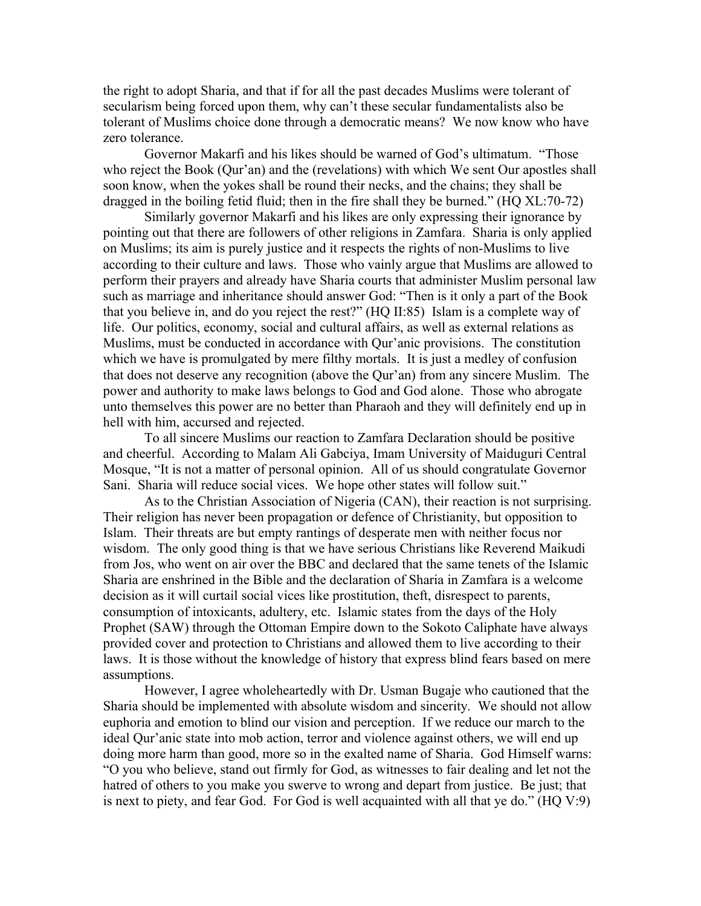the right to adopt Sharia, and that if for all the past decades Muslims were tolerant of secularism being forced upon them, why can't these secular fundamentalists also be tolerant of Muslims choice done through a democratic means? We now know who have zero tolerance.

Governor Makarfi and his likes should be warned of God's ultimatum. "Those who reject the Book (Qur'an) and the (revelations) with which We sent Our apostles shall soon know, when the yokes shall be round their necks, and the chains; they shall be dragged in the boiling fetid fluid; then in the fire shall they be burned." (HQ XL:70-72)

Similarly governor Makarfi and his likes are only expressing their ignorance by pointing out that there are followers of other religions in Zamfara. Sharia is only applied on Muslims; its aim is purely justice and it respects the rights of non-Muslims to live according to their culture and laws. Those who vainly argue that Muslims are allowed to perform their prayers and already have Sharia courts that administer Muslim personal law such as marriage and inheritance should answer God: "Then is it only a part of the Book that you believe in, and do you reject the rest?" (HQ II:85) Islam is a complete way of life. Our politics, economy, social and cultural affairs, as well as external relations as Muslims, must be conducted in accordance with Qur'anic provisions. The constitution which we have is promulgated by mere filthy mortals. It is just a medley of confusion that does not deserve any recognition (above the Qur'an) from any sincere Muslim. The power and authority to make laws belongs to God and God alone. Those who abrogate unto themselves this power are no better than Pharaoh and they will definitely end up in hell with him, accursed and rejected.

To all sincere Muslims our reaction to Zamfara Declaration should be positive and cheerful. According to Malam Ali Gabciya, Imam University of Maiduguri Central Mosque, "It is not a matter of personal opinion. All of us should congratulate Governor Sani. Sharia will reduce social vices. We hope other states will follow suit."

As to the Christian Association of Nigeria (CAN), their reaction is not surprising. Their religion has never been propagation or defence of Christianity, but opposition to Islam. Their threats are but empty rantings of desperate men with neither focus nor wisdom. The only good thing is that we have serious Christians like Reverend Maikudi from Jos, who went on air over the BBC and declared that the same tenets of the Islamic Sharia are enshrined in the Bible and the declaration of Sharia in Zamfara is a welcome decision as it will curtail social vices like prostitution, theft, disrespect to parents, consumption of intoxicants, adultery, etc. Islamic states from the days of the Holy Prophet (SAW) through the Ottoman Empire down to the Sokoto Caliphate have always provided cover and protection to Christians and allowed them to live according to their laws. It is those without the knowledge of history that express blind fears based on mere assumptions.

However, I agree wholeheartedly with Dr. Usman Bugaje who cautioned that the Sharia should be implemented with absolute wisdom and sincerity. We should not allow euphoria and emotion to blind our vision and perception. If we reduce our march to the ideal Qur'anic state into mob action, terror and violence against others, we will end up doing more harm than good, more so in the exalted name of Sharia. God Himself warns: "O you who believe, stand out firmly for God, as witnesses to fair dealing and let not the hatred of others to you make you swerve to wrong and depart from justice. Be just; that is next to piety, and fear God. For God is well acquainted with all that ye do." (HQ V:9)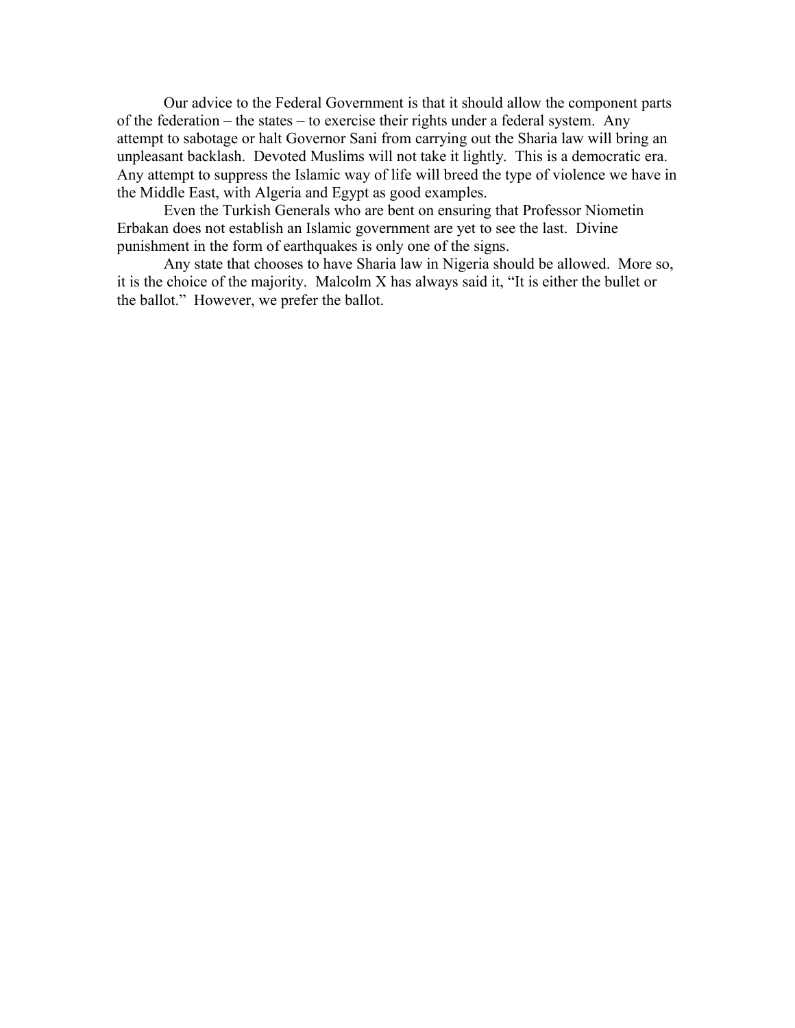Our advice to the Federal Government is that it should allow the component parts of the federation – the states – to exercise their rights under a federal system. Any attempt to sabotage or halt Governor Sani from carrying out the Sharia law will bring an unpleasant backlash. Devoted Muslims will not take it lightly. This is a democratic era. Any attempt to suppress the Islamic way of life will breed the type of violence we have in the Middle East, with Algeria and Egypt as good examples.

Even the Turkish Generals who are bent on ensuring that Professor Niometin Erbakan does not establish an Islamic government are yet to see the last. Divine punishment in the form of earthquakes is only one of the signs.

Any state that chooses to have Sharia law in Nigeria should be allowed. More so, it is the choice of the majority. Malcolm X has always said it, "It is either the bullet or the ballot." However, we prefer the ballot.